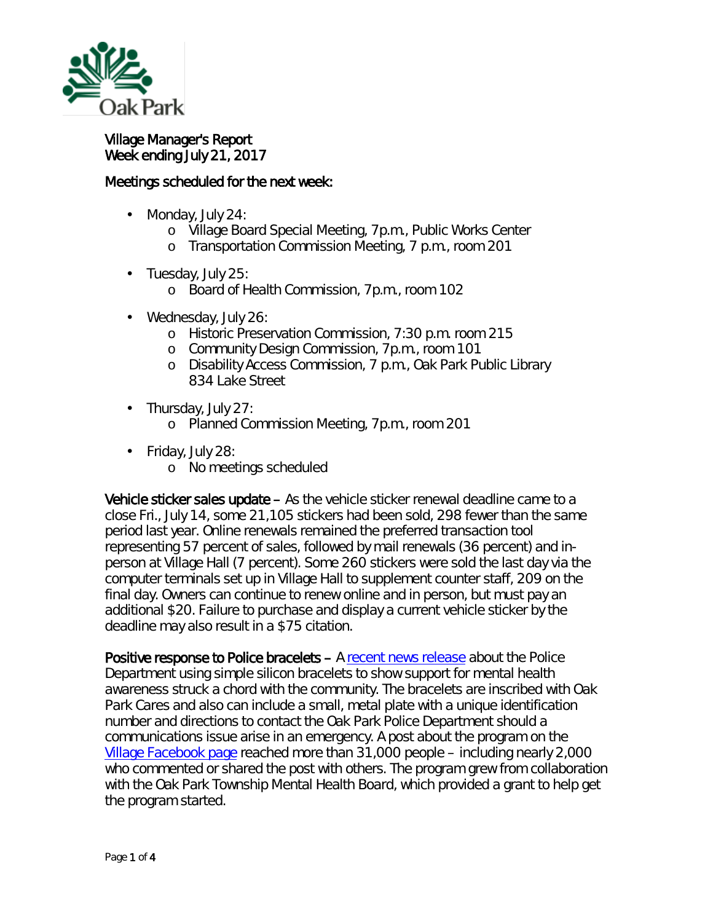# Village Manager's Report
## Week ending July 21, 2017

### Meetings scheduled for the next week:

- Monday, July 24:
  - Village Board Special Meeting, 7p.m., Public Works Center
  - Transportation Commission Meeting, 7 p.m., room 201
- Tuesday, July 25:
  - Board of Health Commission, 7p.m., room 102
- Wednesday, July 26:
  - Historic Preservation Commission, 7:30 p.m. room 215
  - Community Design Commission, 7p.m., room 101
  - Disability Access Commission, 7 p.m., Oak Park Public Library 834 Lake Street
- Thursday, July 27:
  - Planned Commission Meeting, 7p.m., room 201
- Friday, July 28:
  - No meetings scheduled

**Vehicle sticker sales update** – As the vehicle sticker renewal deadline came to a close Fri., July 14, some 21,105 stickers had been sold, 298 fewer than the same period last year. Online renewals remained the preferred transaction tool representing 57 percent of sales, followed by mail renewals (36 percent) and in-person at Village Hall (7 percent). Some 260 stickers were sold the last day via the computer terminals set up in Village Hall to supplement counter staff, 209 on the final day. Owners can continue to renew online and in person, but must pay an additional $20. Failure to purchase and display a current vehicle sticker by the deadline may also result in a $75 citation.

**Positive response to Police bracelets** – A recent news release about the Police Department using simple silicon bracelets to show support for mental health awareness struck a chord with the community. The bracelets are inscribed with Oak Park Cares and also can include a small, metal plate with a unique identification number and directions to contact the Oak Park Police Department should a communications issue arise in an emergency. A post about the program on the Village Facebook page reached more than 31,000 people – including nearly 2,000 who commented or shared the post with others. The program grew from collaboration with the Oak Park Township Mental Health Board, which provided a grant to help get the program started.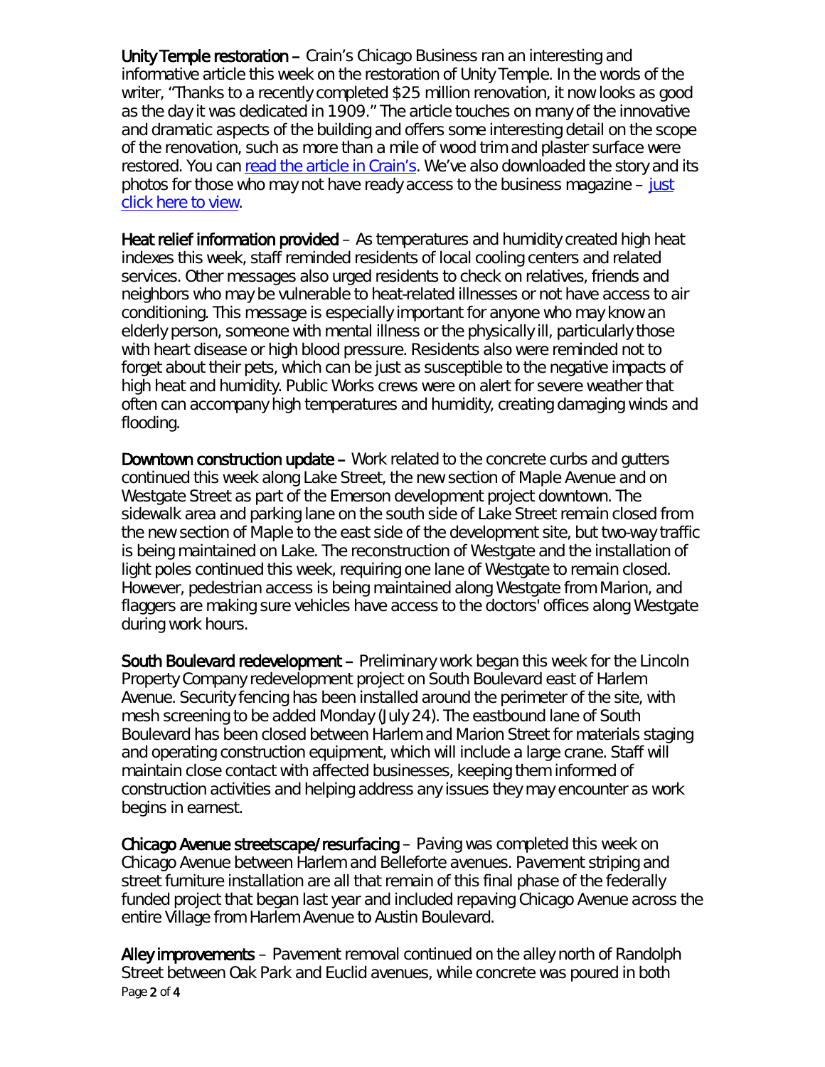**Unity Temple restoration –** Crain's Chicago Business ran an interesting and informative article this week on the restoration of Unity Temple. In the words of the writer, "Thanks to a recently completed $25 million renovation, it now looks as good as the day it was dedicated in 1909." The article touches on many of the innovative and dramatic aspects of the building and offers some interesting detail on the scope of the renovation, such as more than a mile of wood trim and plaster surface were restored. You can read the article in Crain's. We've also downloaded the story and its photos for those who may not have ready access to the business magazine – just click here to view.

**Heat relief information provided** – As temperatures and humidity created high heat indexes this week, staff reminded residents of local cooling centers and related services. Other messages also urged residents to check on relatives, friends and neighbors who may be vulnerable to heat-related illnesses or not have access to air conditioning. This message is especially important for anyone who may know an elderly person, someone with mental illness or the physically ill, particularly those with heart disease or high blood pressure. Residents also were reminded not to forget about their pets, which can be just as susceptible to the negative impacts of high heat and humidity. Public Works crews were on alert for severe weather that often can accompany high temperatures and humidity, creating damaging winds and flooding.

**Downtown construction update –** Work related to the concrete curbs and gutters continued this week along Lake Street, the new section of Maple Avenue and on Westgate Street as part of the Emerson development project downtown. The sidewalk area and parking lane on the south side of Lake Street remain closed from the new section of Maple to the east side of the development site, but two-way traffic is being maintained on Lake. The reconstruction of Westgate and the installation of light poles continued this week, requiring one lane of Westgate to remain closed. However, pedestrian access is being maintained along Westgate from Marion, and flaggers are making sure vehicles have access to the doctors' offices along Westgate during work hours.

**South Boulevard redevelopment –** Preliminary work began this week for the Lincoln Property Company redevelopment project on South Boulevard east of Harlem Avenue. Security fencing has been installed around the perimeter of the site, with mesh screening to be added Monday (July 24). The eastbound lane of South Boulevard has been closed between Harlem and Marion Street for materials staging and operating construction equipment, which will include a large crane. Staff will maintain close contact with affected businesses, keeping them informed of construction activities and helping address any issues they may encounter as work begins in earnest.

**Chicago Avenue streetscape/resurfacing** – Paving was completed this week on Chicago Avenue between Harlem and Belleforte avenues. Pavement striping and street furniture installation are all that remain of this final phase of the federally funded project that began last year and included repaving Chicago Avenue across the entire Village from Harlem Avenue to Austin Boulevard.

**Alley improvements** – Pavement removal continued on the alley north of Randolph Street between Oak Park and Euclid avenues, while concrete was poured in both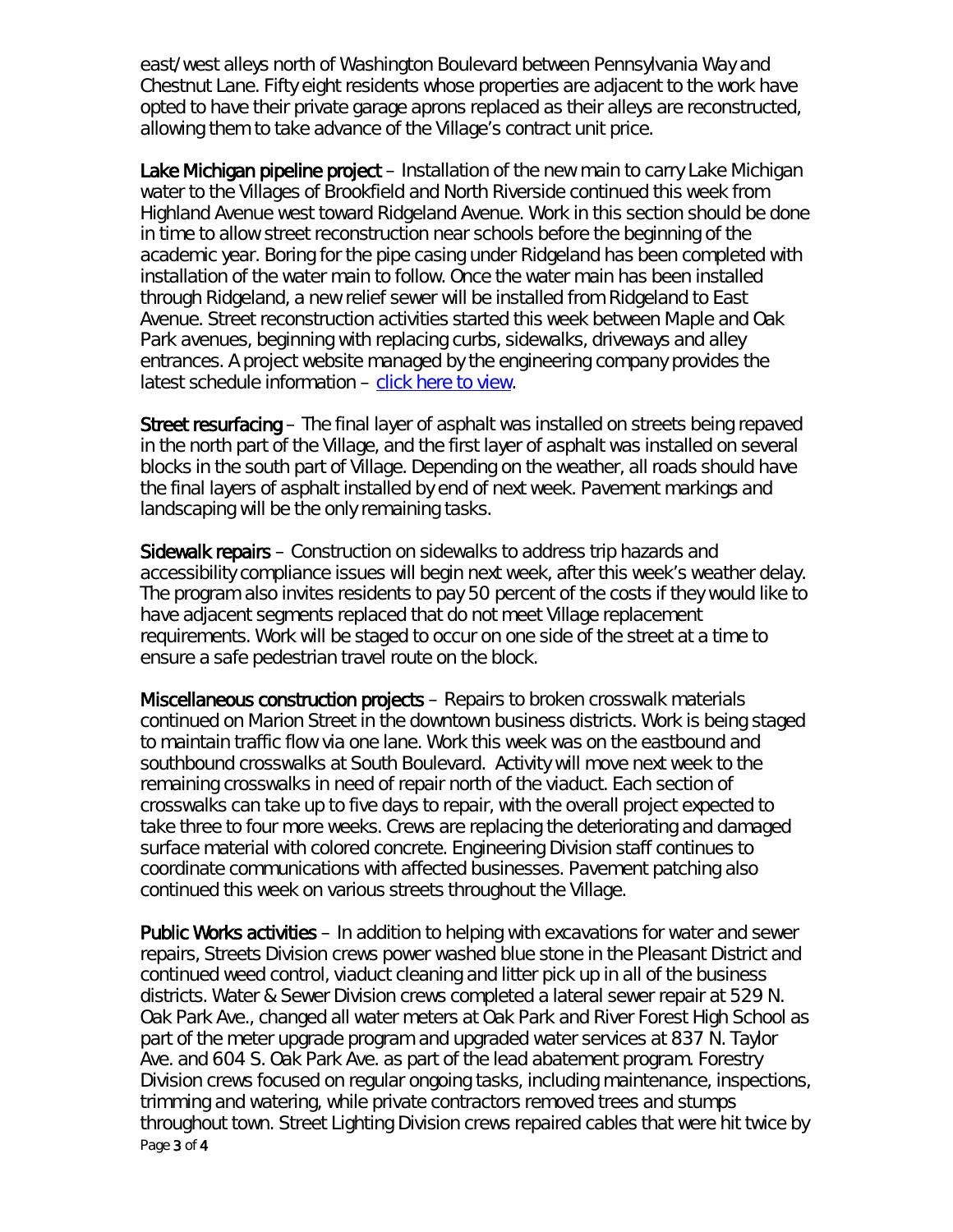east/west alleys north of Washington Boulevard between Pennsylvania Way and Chestnut Lane. Fifty eight residents whose properties are adjacent to the work have opted to have their private garage aprons replaced as their alleys are reconstructed, allowing them to take advance of the Village's contract unit price.

**Lake Michigan pipeline project** – Installation of the new main to carry Lake Michigan water to the Villages of Brookfield and North Riverside continued this week from Highland Avenue west toward Ridgeland Avenue. Work in this section should be done in time to allow street reconstruction near schools before the beginning of the academic year. Boring for the pipe casing under Ridgeland has been completed with installation of the water main to follow. Once the water main has been installed through Ridgeland, a new relief sewer will be installed from Ridgeland to East Avenue. Street reconstruction activities started this week between Maple and Oak Park avenues, beginning with replacing curbs, sidewalks, driveways and alley entrances. A project website managed by the engineering company provides the latest schedule information – click here to view.

**Street resurfacing** – The final layer of asphalt was installed on streets being repaved in the north part of the Village, and the first layer of asphalt was installed on several blocks in the south part of Village. Depending on the weather, all roads should have the final layers of asphalt installed by end of next week. Pavement markings and landscaping will be the only remaining tasks.

**Sidewalk repairs** – Construction on sidewalks to address trip hazards and accessibility compliance issues will begin next week, after this week's weather delay. The program also invites residents to pay 50 percent of the costs if they would like to have adjacent segments replaced that do not meet Village replacement requirements. Work will be staged to occur on one side of the street at a time to ensure a safe pedestrian travel route on the block.

**Miscellaneous construction projects** – Repairs to broken crosswalk materials continued on Marion Street in the downtown business districts. Work is being staged to maintain traffic flow via one lane. Work this week was on the eastbound and southbound crosswalks at South Boulevard. Activity will move next week to the remaining crosswalks in need of repair north of the viaduct. Each section of crosswalks can take up to five days to repair, with the overall project expected to take three to four more weeks. Crews are replacing the deteriorating and damaged surface material with colored concrete. Engineering Division staff continues to coordinate communications with affected businesses. Pavement patching also continued this week on various streets throughout the Village.

**Public Works activities** – In addition to helping with excavations for water and sewer repairs, Streets Division crews power washed blue stone in the Pleasant District and continued weed control, viaduct cleaning and litter pick up in all of the business districts. Water & Sewer Division crews completed a lateral sewer repair at 529 N. Oak Park Ave., changed all water meters at Oak Park and River Forest High School as part of the meter upgrade program and upgraded water services at 837 N. Taylor Ave. and 604 S. Oak Park Ave. as part of the lead abatement program. Forestry Division crews focused on regular ongoing tasks, including maintenance, inspections, trimming and watering, while private contractors removed trees and stumps throughout town. Street Lighting Division crews repaired cables that were hit twice by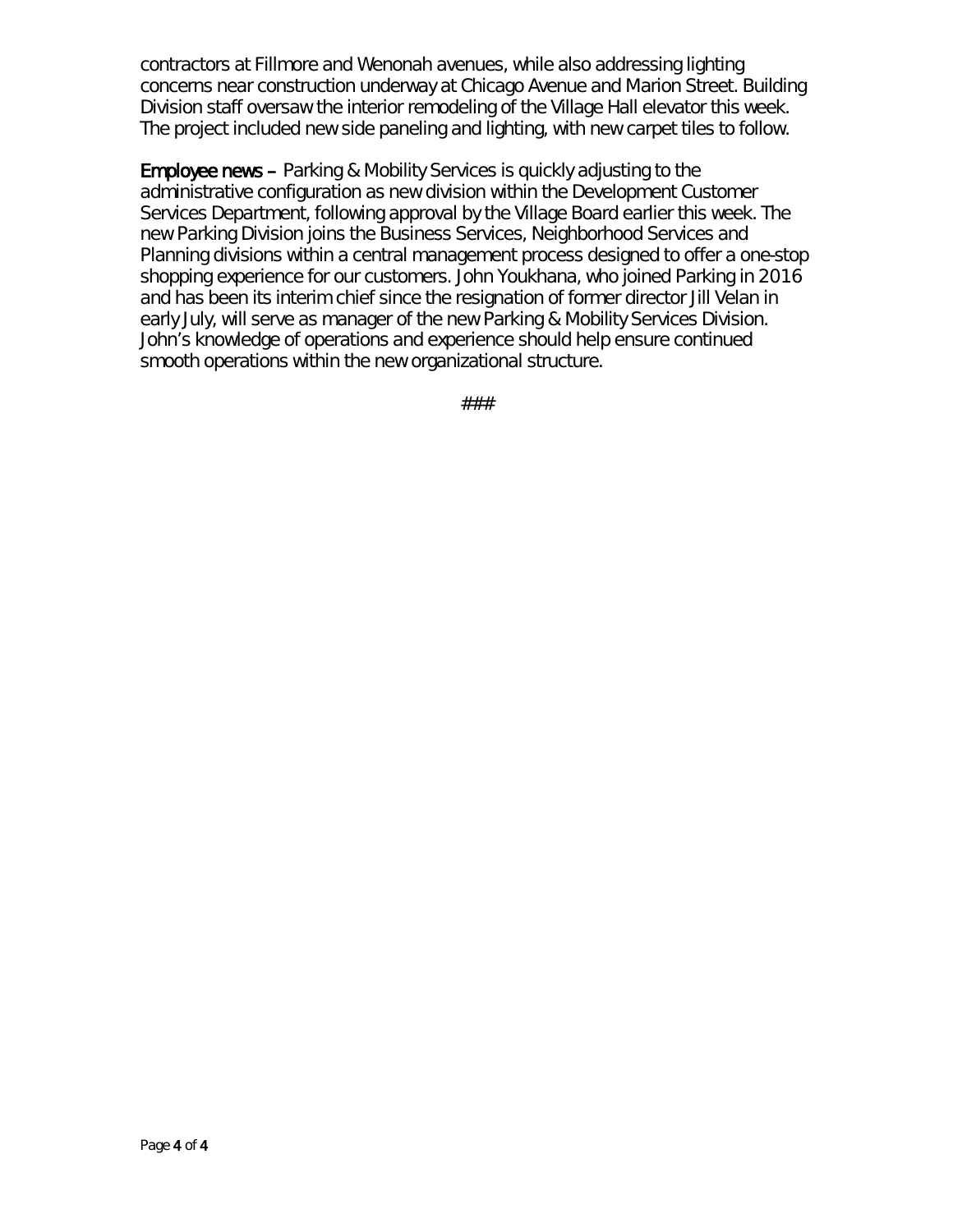contractors at Fillmore and Wenonah avenues, while also addressing lighting concerns near construction underway at Chicago Avenue and Marion Street. Building Division staff oversaw the interior remodeling of the Village Hall elevator this week. The project included new side paneling and lighting, with new carpet tiles to follow.

**Employee news –** Parking & Mobility Services is quickly adjusting to the administrative configuration as new division within the Development Customer Services Department, following approval by the Village Board earlier this week. The new Parking Division joins the Business Services, Neighborhood Services and Planning divisions within a central management process designed to offer a one-stop shopping experience for our customers. John Youkhana, who joined Parking in 2016 and has been its interim chief since the resignation of former director Jill Velan in early July, will serve as manager of the new Parking & Mobility Services Division. John's knowledge of operations and experience should help ensure continued smooth operations within the new organizational structure.

###